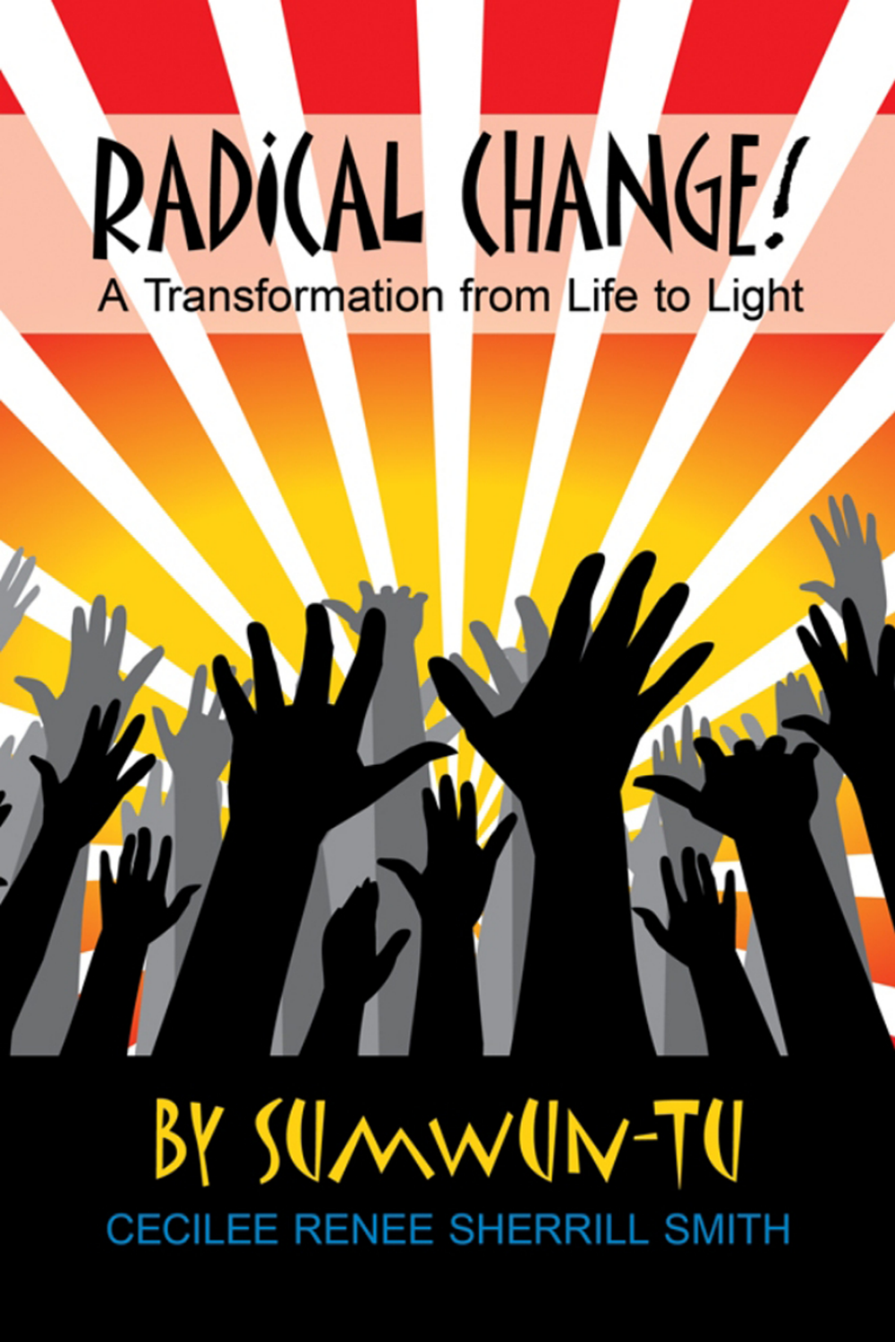# RADICAL CHANGE!

## A Transformation from Life to Light

BY SUMWUN-TU

CECILEE RENEE SHERRILL SMITH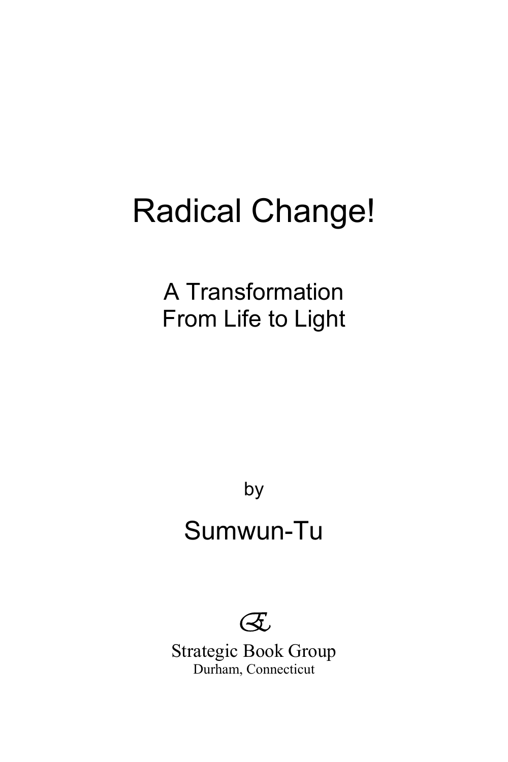# Radical Change!

## A Transformation
## From Life to Light

by

## Sumwun-Tu

Strategic Book Group
Durham, Connecticut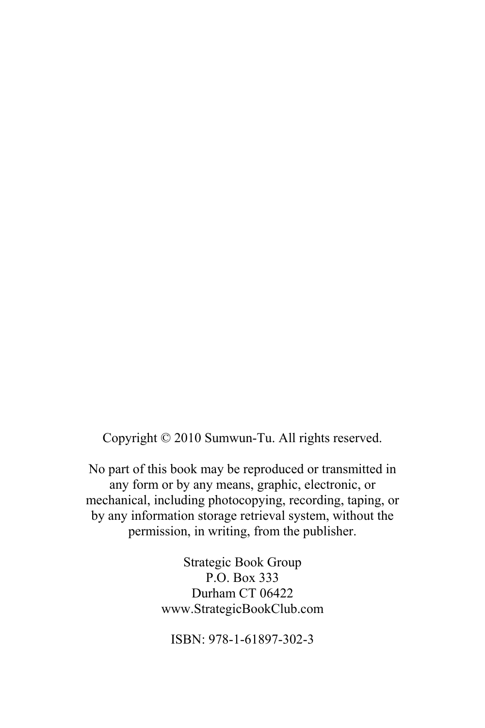Copyright © 2010 Sumwun-Tu. All rights reserved.

No part of this book may be reproduced or transmitted in any form or by any means, graphic, electronic, or mechanical, including photocopying, recording, taping, or by any information storage retrieval system, without the permission, in writing, from the publisher.

Strategic Book Group
P.O. Box 333
Durham CT 06422
www.StrategicBookClub.com

ISBN: 978-1-61897-302-3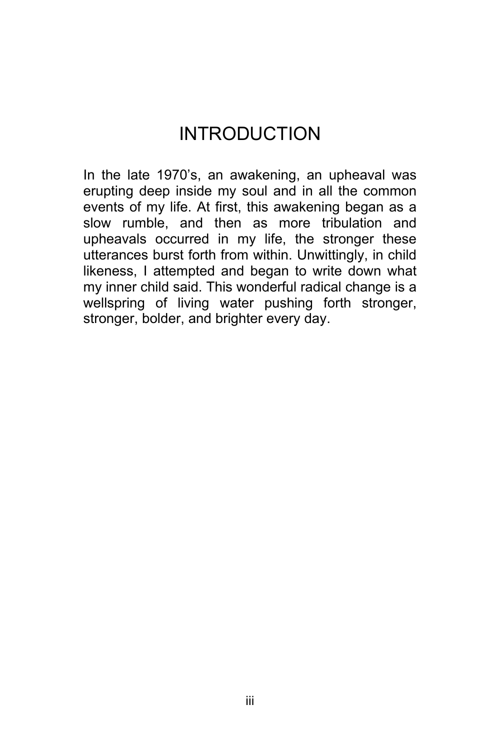# INTRODUCTION

In the late 1970's, an awakening, an upheaval was erupting deep inside my soul and in all the common events of my life. At first, this awakening began as a slow rumble, and then as more tribulation and upheavals occurred in my life, the stronger these utterances burst forth from within. Unwittingly, in child likeness, I attempted and began to write down what my inner child said. This wonderful radical change is a wellspring of living water pushing forth stronger, stronger, bolder, and brighter every day.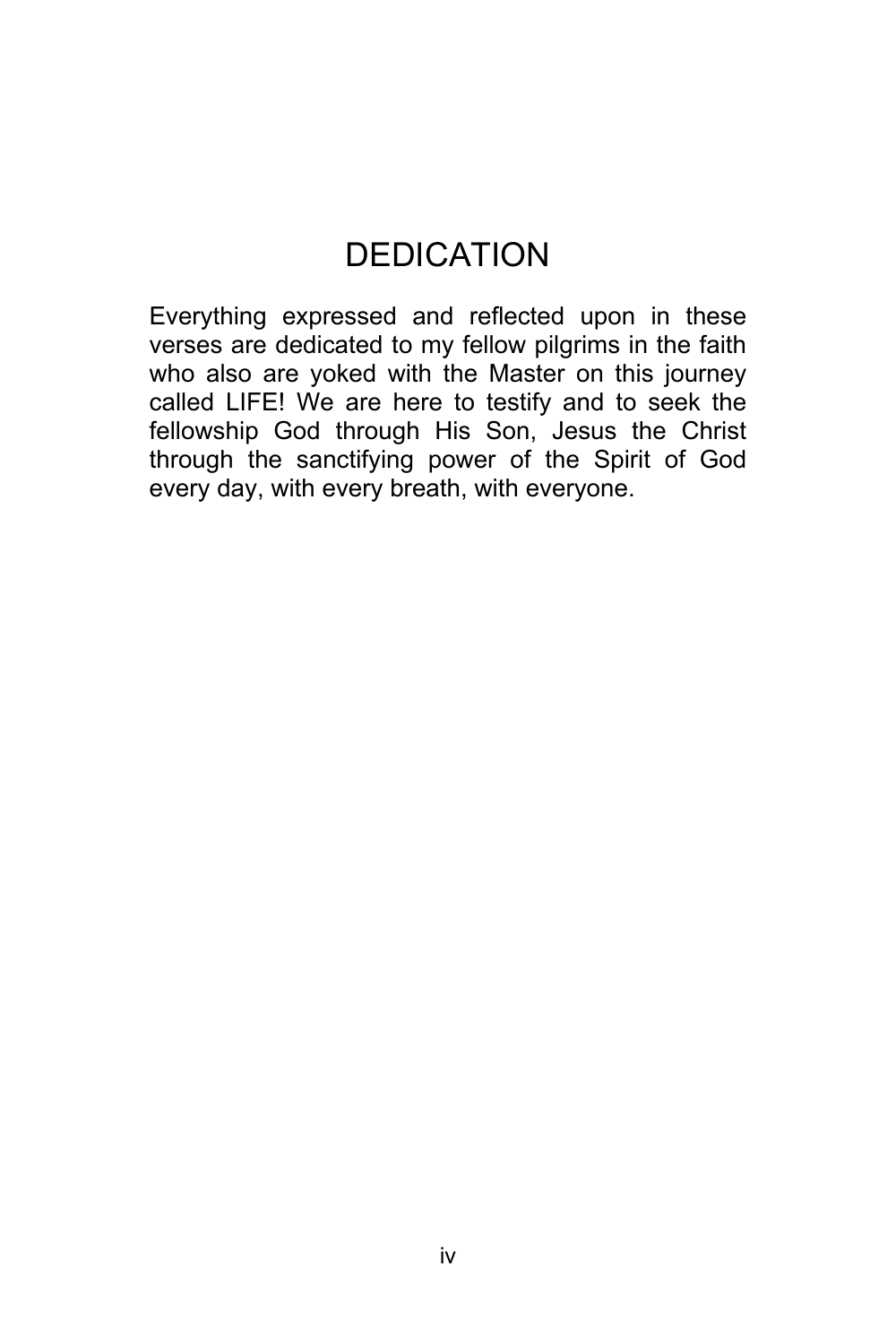# DEDICATION

Everything expressed and reflected upon in these verses are dedicated to my fellow pilgrims in the faith who also are yoked with the Master on this journey called LIFE! We are here to testify and to seek the fellowship God through His Son, Jesus the Christ through the sanctifying power of the Spirit of God every day, with every breath, with everyone.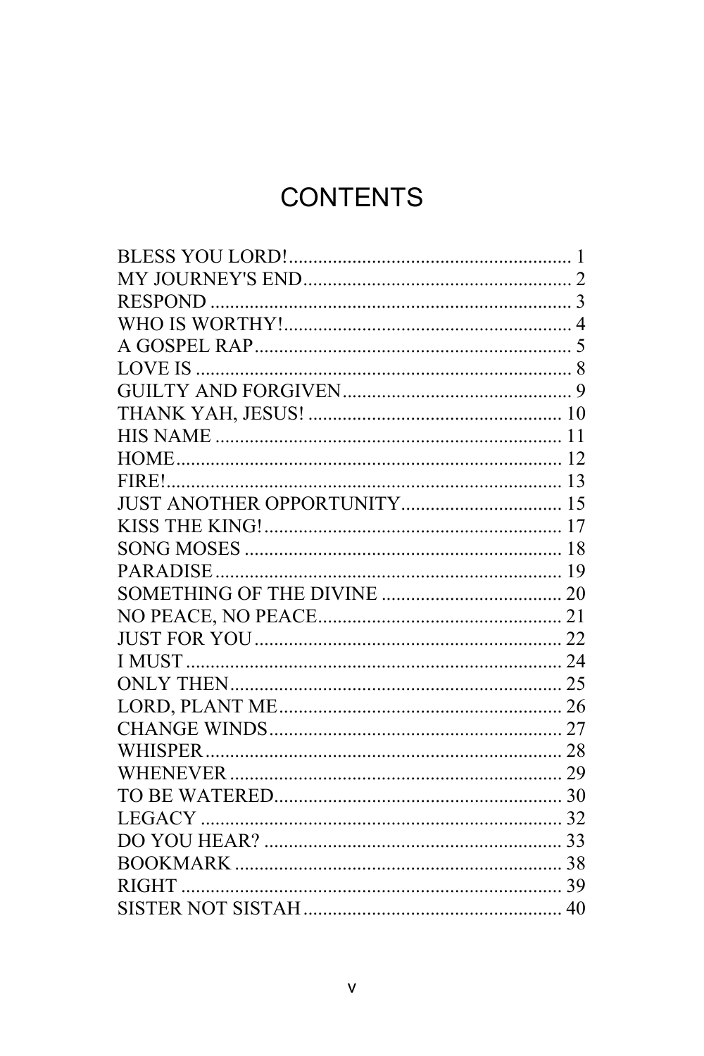# CONTENTS

BLESS YOU LORD! ........................................................ 1
MY JOURNEY'S END ...................................................... 2
RESPOND ........................................................................ 3
WHO IS WORTHY! ......................................................... 4
A GOSPEL RAP ............................................................... 5
LOVE IS ........................................................................... 8
GUILTY AND FORGIVEN .............................................. 9
THANK YAH, JESUS! .................................................. 10
HIS NAME ..................................................................... 11
HOME ............................................................................. 12
FIRE! .............................................................................. 13
JUST ANOTHER OPPORTUNITY ............................... 15
KISS THE KING! ........................................................... 17
SONG MOSES ............................................................... 18
PARADISE ..................................................................... 19
SOMETHING OF THE DIVINE .................................... 20
NO PEACE, NO PEACE ................................................ 21
JUST FOR YOU ............................................................. 22
I MUST ........................................................................... 24
ONLY THEN .................................................................. 25
LORD, PLANT ME ......................................................... 26
CHANGE WINDS ........................................................... 27
WHISPER ....................................................................... 28
WHENEVER ................................................................... 29
TO BE WATERED .......................................................... 30
LEGACY ......................................................................... 32
DO YOU HEAR? ............................................................ 33
BOOKMARK .................................................................. 38
RIGHT ............................................................................ 39
SISTER NOT SISTAH .................................................... 40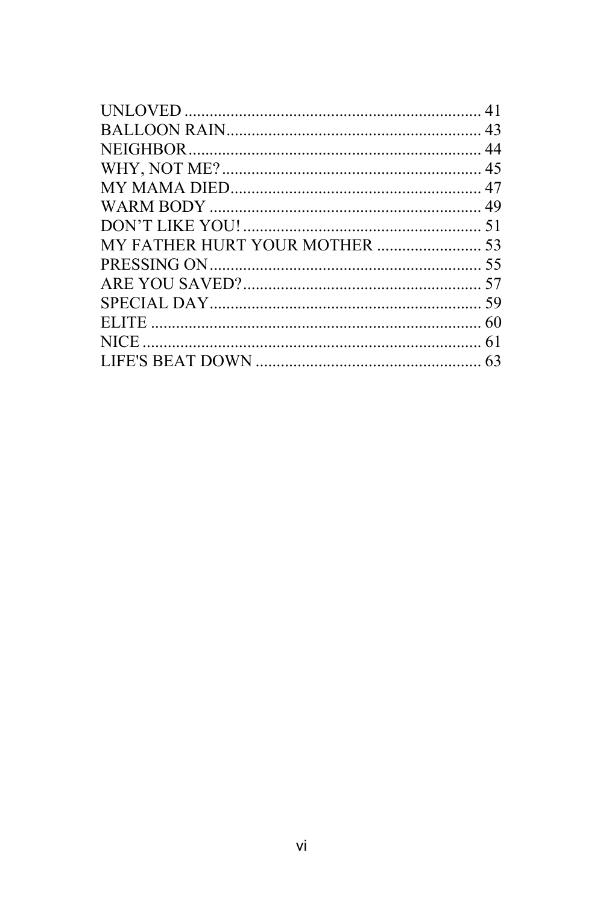UNLOVED ........................................................................ 41
BALLOON RAIN.............................................................. 43
NEIGHBOR....................................................................... 44
WHY, NOT ME?.............................................................. 45
MY MAMA DIED............................................................ 47
WARM BODY ................................................................. 49
DON'T LIKE YOU!......................................................... 51
MY FATHER HURT YOUR MOTHER ......................... 53
PRESSING ON................................................................. 55
ARE YOU SAVED?......................................................... 57
SPECIAL DAY................................................................. 59
ELITE ............................................................................... 60
NICE ................................................................................. 61
LIFE'S BEAT DOWN ...................................................... 63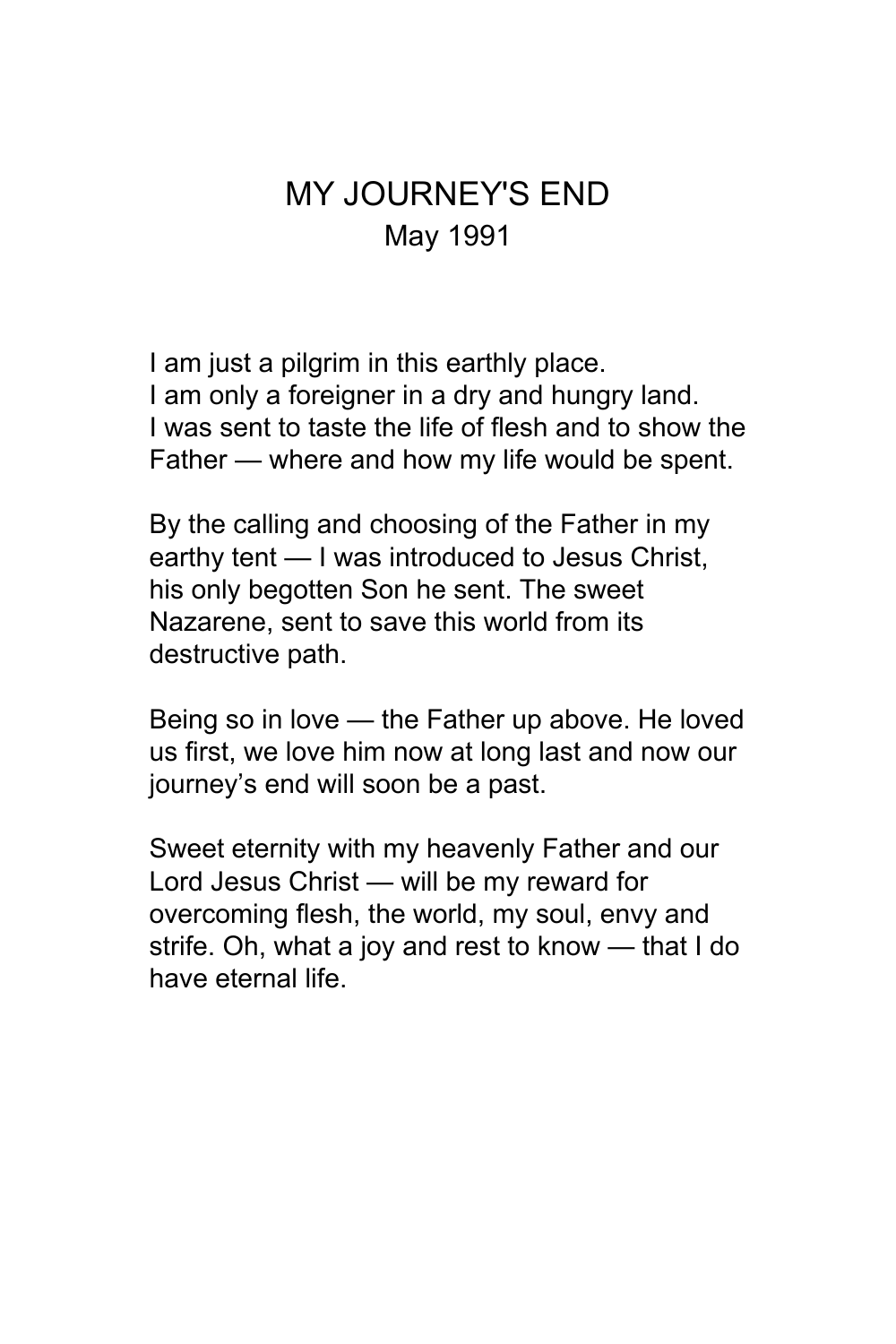# MY JOURNEY'S END

May 1991

I am just a pilgrim in this earthly place.
I am only a foreigner in a dry and hungry land.
I was sent to taste the life of flesh and to show the Father — where and how my life would be spent.

By the calling and choosing of the Father in my earthy tent — I was introduced to Jesus Christ, his only begotten Son he sent. The sweet Nazarene, sent to save this world from its destructive path.

Being so in love — the Father up above. He loved us first, we love him now at long last and now our journey's end will soon be a past.

Sweet eternity with my heavenly Father and our Lord Jesus Christ — will be my reward for overcoming flesh, the world, my soul, envy and strife. Oh, what a joy and rest to know — that I do have eternal life.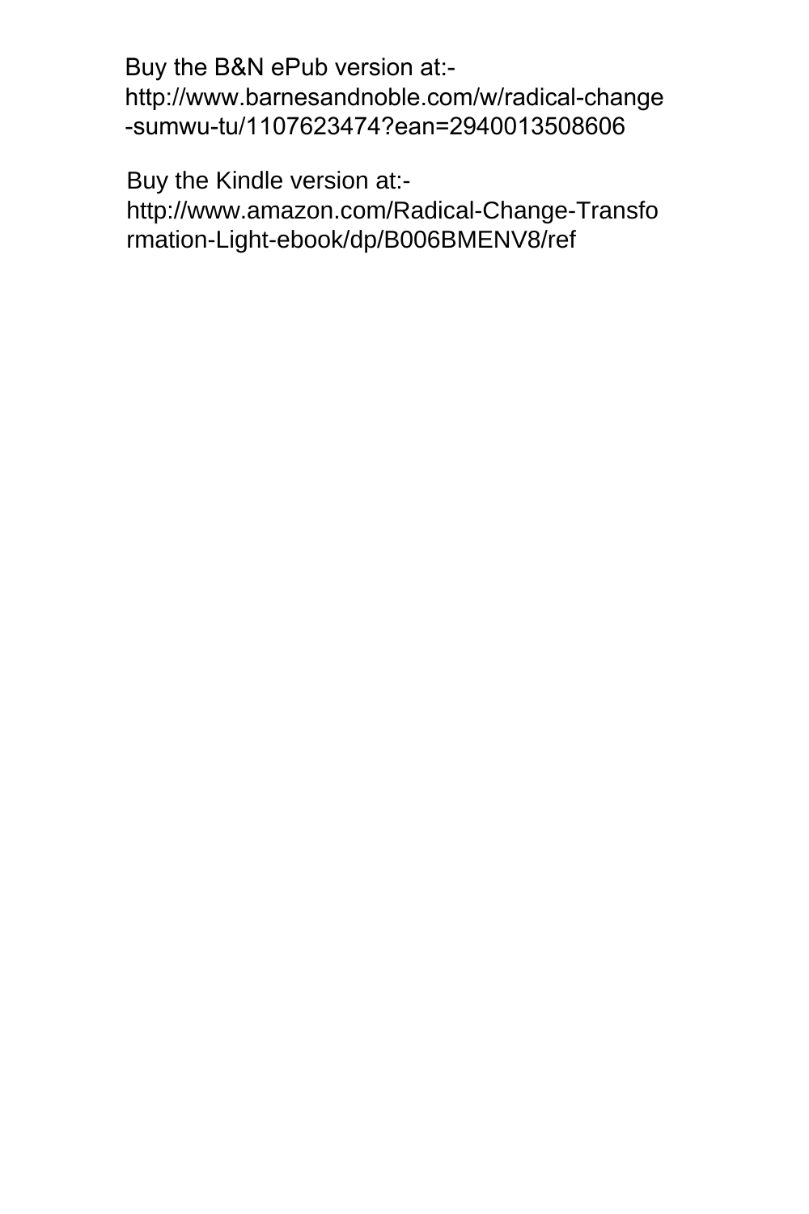Buy the B&N ePub version at:-
http://www.barnesandnoble.com/w/radical-change-sumwu-tu/1107623474?ean=2940013508606

Buy the Kindle version at:-
http://www.amazon.com/Radical-Change-Transformation-Light-ebook/dp/B006BMENV8/ref